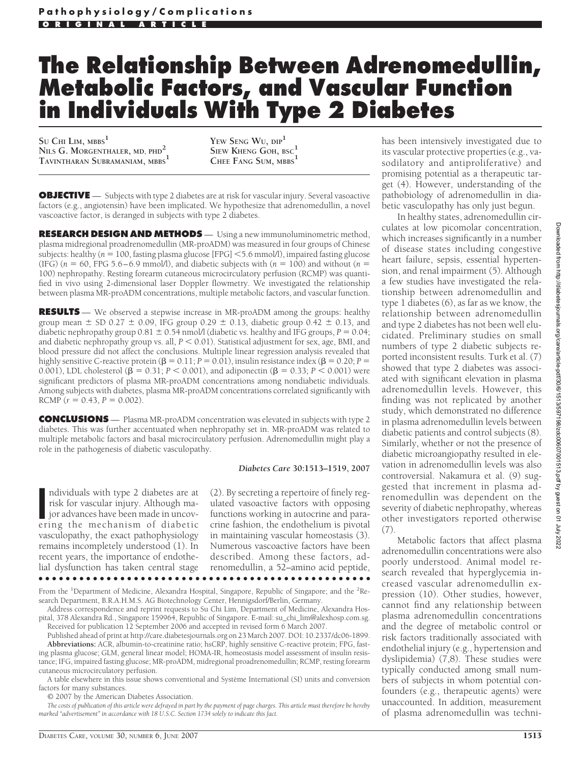Pathophysiology/Complications

ORIGINAL ARTICLE

# The Relationship Between Adrenomedullin, Metabolic Factors, and Vascular Function in Individuals With Type 2 Diabetes

Su Chi Lim, mbbs[1]
Nils G. Morgenthaler, md, phd[2]
Tavintharan Subramaniam, mbbs[1]
Yew Seng Wu, dip[1]
Siew Kheng Goh, bsc[1]
Chee Fang Sum, mbbs[1]

**OBJECTIVE** — Subjects with type 2 diabetes are at risk for vascular injury. Several vasoactive factors (e.g., angiotensin) have been implicated. We hypothesize that adrenomedullin, a novel vascoactive factor, is deranged in subjects with type 2 diabetes.

**RESEARCH DESIGN AND METHODS** — Using a new immunoluminometric method, plasma midregional proadrenomedullin (MR-proADM) was measured in four groups of Chinese subjects: healthy ($n = 100$, fasting plasma glucose [FPG] <5.6 mmol/l), impaired fasting glucose (IFG) ($n = 60$, FPG 5.6–6.9 mmol/l), and diabetic subjects with ($n = 100$) and without ($n = 100$) nephropathy. Resting forearm cutaneous microcirculatory perfusion (RCMP) was quantified in vivo using 2-dimensional laser Doppler flowmetry. We investigated the relationship between plasma MR-proADM concentrations, multiple metabolic factors, and vascular function.

**RESULTS** — We observed a stepwise increase in MR-proADM among the groups: healthy group mean ± SD 0.27 ± 0.09, IFG group 0.29 ± 0.13, diabetic group 0.42 ± 0.13, and diabetic nephropathy group 0.81 ± 0.54 nmol/l (diabetic vs. healthy and IFG groups, $P = 0.04$; and diabetic nephropathy group vs. all, $P < 0.01$). Statistical adjustment for sex, age, BMI, and blood pressure did not affect the conclusions. Multiple linear regression analysis revealed that highly sensitive C-reactive protein ($\beta = 0.11$; $P = 0.01$), insulin resistance index ($\beta = 0.20$; $P = 0.001$), LDL cholesterol ($\beta = 0.31$; $P < 0.001$), and adiponectin ($\beta = 0.33$; $P < 0.001$) were significant predictors of plasma MR-proADM concentrations among nondiabetic individuals. Among subjects with diabetes, plasma MR-proADM concentrations correlated significantly with RCMP ($r = 0.43$, $P = 0.002$).

**CONCLUSIONS** — Plasma MR-proADM concentration was elevated in subjects with type 2 diabetes. This was further accentuated when nephropathy set in. MR-proADM was related to multiple metabolic factors and basal microcirculatory perfusion. Adrenomedullin might play a role in the pathogenesis of diabetic vasculopathy.

*Diabetes Care* **30:1513–1519, 2007**

Individuals with type 2 diabetes are at risk for vascular injury. Although major advances have been made in uncovering the mechanism of diabetic vasculopathy, the exact pathophysiology remains incompletely understood (1). In recent years, the importance of endothelial dysfunction has taken central stage (2). By secreting a repertoire of finely regulated vasoactive factors with opposing functions working in autocrine and paracrine fashion, the endothelium is pivotal in maintaining vascular homeostasis (3). Numerous vascoactive factors have been described. Among these factors, adrenomedullin, a 52–amino acid peptide, has been intensively investigated due to its vascular protective properties (e.g., vasodilatory and antiproliferative) and promising potential as a therapeutic target (4). However, understanding of the pathobiology of adrenomedullin in diabetic vasculopathy has only just begun.

In healthy states, adrenomedullin circulates at low picomolar concentration, which increases significantly in a number of disease states including congestive heart failure, sepsis, essential hypertension, and renal impairment (5). Although a few studies have investigated the relationship between adrenomedullin and type 1 diabetes (6), as far as we know, the relationship between adrenomedullin and type 2 diabetes has not been well elucidated. Preliminary studies on small numbers of type 2 diabetic subjects reported inconsistent results. Turk et al. (7) showed that type 2 diabetes was associated with significant elevation in plasma adrenomedullin levels. However, this finding was not replicated by another study, which demonstrated no difference in plasma adrenomedullin levels between diabetic patients and control subjects (8). Similarly, whether or not the presence of diabetic microangiopathy resulted in elevation in adrenomedullin levels was also controversial. Nakamura et al. (9) suggested that increment in plasma adrenomedullin was dependent on the severity of diabetic nephropathy, whereas other investigators reported otherwise (7).

Metabolic factors that affect plasma adrenomedullin concentrations were also poorly understood. Animal model research revealed that hyperglycemia increased vascular adrenomedullin expression (10). Other studies, however, cannot find any relationship between plasma adrenomedullin concentrations and the degree of metabolic control or risk factors traditionally associated with endothelial injury (e.g., hypertension and dyslipidemia) (7,8). These studies were typically conducted among small numbers of subjects in whom potential confounders (e.g., therapeutic agents) were unaccounted. In addition, measurement of plasma adrenomedullin was techni-

From the [1]Department of Medicine, Alexandra Hospital, Singapore, Republic of Singapore; and the [2]Research Department, B.R.A.H.M.S. AG Biotechnology Center, Hennigsdorf/Berlin, Germany.

Address correspondence and reprint requests to Su Chi Lim, Department of Medicine, Alexandra Hospital, 378 Alexandra Rd., Singapore 159964, Republic of Singapore. E-mail: su_chi_lim@alexhosp.com.sg.

Received for publication 12 September 2006 and accepted in revised form 6 March 2007.

Published ahead of print at http://care.diabetesjournals.org on 23 March 2007. DOI: 10.2337/dc06-1899.

**Abbreviations:** ACR, albumin-to-creatinine ratio; hsCRP, highly sensitive C-reactive protein; FPG, fasting plasma glucose; GLM, general linear model; HOMA-IR, homeostasis model assessment of insulin resistance; IFG, impaired fasting glucose; MR-proADM, midregional proadrenomedullin; RCMP, resting forearm cutaneous microcirculatory perfusion.

A table elsewhere in this issue shows conventional and Système International (SI) units and conversion factors for many substances.

© 2007 by the American Diabetes Association.

*The costs of publication of this article were defrayed in part by the payment of page charges. This article must therefore be hereby marked "advertisement" in accordance with 18 U.S.C. Section 1734 solely to indicate this fact.*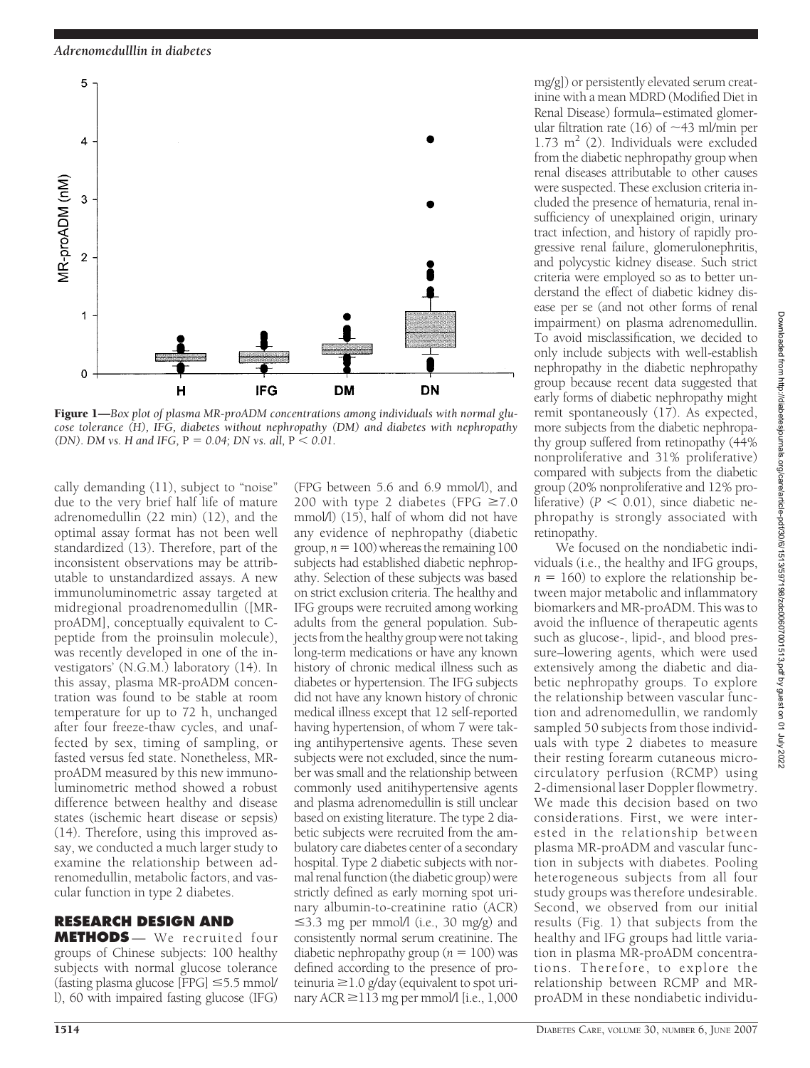**Figure 1**—*Box plot of plasma MR-proADM concentrations among individuals with normal glucose tolerance (H), IFG, diabetes without nephropathy (DM) and diabetes with nephropathy (DN). DM vs. H and IFG,* $P = 0.04$*; DN vs. all,* $P < 0.01$.

cally demanding (11), subject to "noise" due to the very brief half life of mature adrenomedullin (22 min) (12), and the optimal assay format has not been well standardized (13). Therefore, part of the inconsistent observations may be attributable to unstandardized assays. A new immunoluminometric assay targeted at midregional proadrenomedullin ([MR-proADM], conceptually equivalent to C-peptide from the proinsulin molecule), was recently developed in one of the investigators' (N.G.M.) laboratory (14). In this assay, plasma MR-proADM concentration was found to be stable at room temperature for up to 72 h, unchanged after four freeze-thaw cycles, and unaffected by sex, timing of sampling, or fasted versus fed state. Nonetheless, MR-proADM measured by this new immunoluminometric method showed a robust difference between healthy and disease states (ischemic heart disease or sepsis) (14). Therefore, using this improved assay, we conducted a much larger study to examine the relationship between adrenomedullin, metabolic factors, and vascular function in type 2 diabetes.

## RESEARCH DESIGN AND METHODS

— We recruited four groups of Chinese subjects: 100 healthy subjects with normal glucose tolerance (fasting plasma glucose [FPG] ≤5.5 mmol/l), 60 with impaired fasting glucose (IFG) (FPG between 5.6 and 6.9 mmol/l), and 200 with type 2 diabetes (FPG ≥7.0 mmol/l) (15), half of whom did not have any evidence of nephropathy (diabetic group, $n = 100$) whereas the remaining 100 subjects had established diabetic nephropathy. Selection of these subjects was based on strict exclusion criteria. The healthy and IFG groups were recruited among working adults from the general population. Subjects from the healthy group were not taking long-term medications or have any known history of chronic medical illness such as diabetes or hypertension. The IFG subjects did not have any known history of chronic medical illness except that 12 self-reported having hypertension, of whom 7 were taking antihypertensive agents. These seven subjects were not excluded, since the number was small and the relationship between commonly used anitihypertensive agents and plasma adrenomedullin is still unclear based on existing literature. The type 2 diabetic subjects were recruited from the ambulatory care diabetes center of a secondary hospital. Type 2 diabetic subjects with normal renal function (the diabetic group) were strictly defined as early morning spot urinary albumin-to-creatinine ratio (ACR) ≤3.3 mg per mmol/l (i.e., 30 mg/g) and consistently normal serum creatinine. The diabetic nephropathy group ($n = 100$) was defined according to the presence of proteinuria ≥1.0 g/day (equivalent to spot urinary ACR ≥113 mg per mmol/l [i.e., 1,000 mg/g]) or persistently elevated serum creatinine with a mean MDRD (Modified Diet in Renal Disease) formula–estimated glomerular filtration rate (16) of ~43 ml/min per 1.73 $m^2$ (2). Individuals were excluded from the diabetic nephropathy group when renal diseases attributable to other causes were suspected. These exclusion criteria included the presence of hematuria, renal insufficiency of unexplained origin, urinary tract infection, and history of rapidly progressive renal failure, glomerulonephritis, and polycystic kidney disease. Such strict criteria were employed so as to better understand the effect of diabetic kidney disease per se (and not other forms of renal impairment) on plasma adrenomedullin. To avoid misclassification, we decided to only include subjects with well-establish nephropathy in the diabetic nephropathy group because recent data suggested that early forms of diabetic nephropathy might remit spontaneously (17). As expected, more subjects from the diabetic nephropathy group suffered from retinopathy (44% nonproliferative and 31% proliferative) compared with subjects from the diabetic group (20% nonproliferative and 12% proliferative) ($P < 0.01$), since diabetic nephropathy is strongly associated with retinopathy.

We focused on the nondiabetic individuals (i.e., the healthy and IFG groups, $n = 160$) to explore the relationship between major metabolic and inflammatory biomarkers and MR-proADM. This was to avoid the influence of therapeutic agents such as glucose-, lipid-, and blood pressure–lowering agents, which were used extensively among the diabetic and diabetic nephropathy groups. To explore the relationship between vascular function and adrenomedullin, we randomly sampled 50 subjects from those individuals with type 2 diabetes to measure their resting forearm cutaneous microcirculatory perfusion (RCMP) using 2-dimensional laser Doppler flowmetry. We made this decision based on two considerations. First, we were interested in the relationship between plasma MR-proADM and vascular function in subjects with diabetes. Pooling heterogeneous subjects from all four study groups was therefore undesirable. Second, we observed from our initial results (Fig. 1) that subjects from the healthy and IFG groups had little variation in plasma MR-proADM concentrations. Therefore, to explore the relationship between RCMP and MR-proADM in these nondiabetic individu-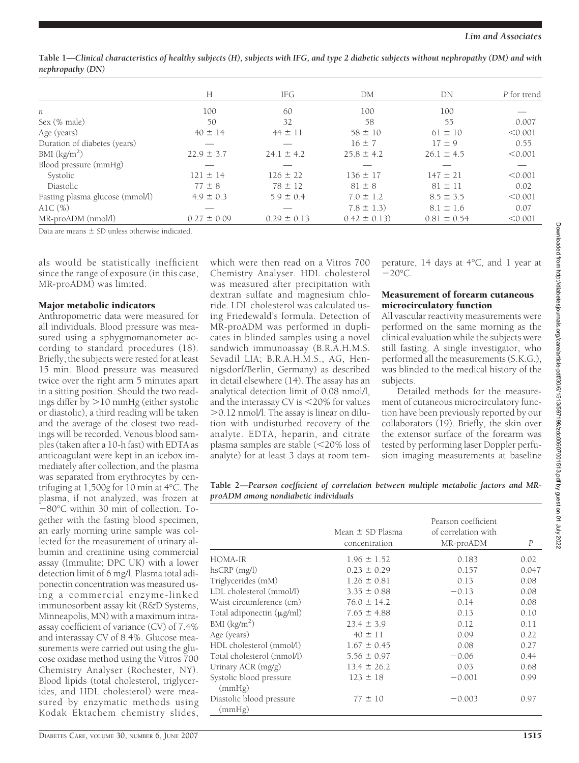**Table 1—Clinical characteristics of healthy subjects (H), subjects with IFG, and type 2 diabetic subjects without nephropathy (DM) and with nephropathy (DN)**

| | H | IFG | DM | DN | P for trend |
|---|---|---|---|---|---|
| n | 100 | 60 | 100 | 100 | — |
| Sex (% male) | 50 | 32 | 58 | 55 | 0.007 |
| Age (years) | 40 ± 14 | 44 ± 11 | 58 ± 10 | 61 ± 10 | <0.001 |
| Duration of diabetes (years) | — | — | 16 ± 7 | 17 ± 9 | 0.55 |
| BMI (kg/m$^2$) | 22.9 ± 3.7 | 24.1 ± 4.2 | 25.8 ± 4.2 | 26.1 ± 4.5 | <0.001 |
| Blood pressure (mmHg) | — | — | — | — | — |
| Systolic | 121 ± 14 | 126 ± 22 | 136 ± 17 | 147 ± 21 | <0.001 |
| Diastolic | 77 ± 8 | 78 ± 12 | 81 ± 8 | 81 ± 11 | 0.02 |
| Fasting plasma glucose (mmol/l) | 4.9 ± 0.3 | 5.9 ± 0.4 | 7.0 ± 1.2 | 8.5 ± 3.5 | <0.001 |
| A1C (%) | — | — | 7.8 ± 1.3) | 8.1 ± 1.6 | 0.07 |
| MR-proADM (nmol/l) | 0.27 ± 0.09 | 0.29 ± 0.13 | 0.42 ± 0.13) | 0.81 ± 0.54 | <0.001 |

Data are means ± SD unless otherwise indicated.

als would be statistically inefficient since the range of exposure (in this case, MR-proADM) was limited.

### Major metabolic indicators

Anthropometric data were measured for all individuals. Blood pressure was measured using a sphygmomanometer according to standard procedures (18). Briefly, the subjects were rested for at least 15 min. Blood pressure was measured twice over the right arm 5 minutes apart in a sitting position. Should the two readings differ by >10 mmHg (either systolic or diastolic), a third reading will be taken and the average of the closest two readings will be recorded. Venous blood samples (taken after a 10-h fast) with EDTA as anticoagulant were kept in an icebox immediately after collection, and the plasma was separated from erythrocytes by centrifuging at 1,500*g* for 10 min at 4°C. The plasma, if not analyzed, was frozen at −80°C within 30 min of collection. Together with the fasting blood specimen, an early morning urine sample was collected for the measurement of urinary albumin and creatinine using commercial assay (Immulite; DPC UK) with a lower detection limit of 6 mg/l. Plasma total adiponectin concentration was measured using a commercial enzyme-linked immunosorbent assay kit (R&D Systems, Minneapolis, MN) with a maximum intra-assay coefficient of variance (CV) of 7.4% and interassay CV of 8.4%. Glucose measurements were carried out using the glucose oxidase method using the Vitros 700 Chemistry Analyser (Rochester, NY). Blood lipids (total cholesterol, triglycerides, and HDL cholesterol) were measured by enzymatic methods using Kodak Ektachem chemistry slides, which were then read on a Vitros 700 Chemistry Analyser. HDL cholesterol was measured after precipitation with dextran sulfate and magnesium chloride. LDL cholesterol was calculated using Friedewald's formula. Detection of MR-proADM was performed in duplicates in blinded samples using a novel sandwich immunoassay (B.R.A.H.M.S. Sevadil LIA; B.R.A.H.M.S., AG, Hennigsdorf/Berlin, Germany) as described in detail elsewhere (14). The assay has an analytical detection limit of 0.08 nmol/l, and the interassay CV is <20% for values >0.12 nmol/l. The assay is linear on dilution with undisturbed recovery of the analyte. EDTA, heparin, and citrate plasma samples are stable (<20% loss of analyte) for at least 3 days at room temperature, 14 days at 4°C, and 1 year at −20°C.

### Measurement of forearm cutaneous microcirculatory function

All vascular reactivity measurements were performed on the same morning as the clinical evaluation while the subjects were still fasting. A single investigator, who performed all the measurements (S.K.G.), was blinded to the medical history of the subjects.

Detailed methods for the measurement of cutaneous microcirculatory function have been previously reported by our collaborators (19). Briefly, the skin over the extensor surface of the forearm was tested by performing laser Doppler perfusion imaging measurements at baseline

**Table 2—Pearson coefficient of correlation between multiple metabolic factors and MR-proADM among nondiabetic individuals**

| | Mean ± SD Plasma concentration | Pearson coefficient of correlation with MR-proADM | P |
|---|---|---|---|
| HOMA-IR | 1.96 ± 1.52 | 0.183 | 0.02 |
| hsCRP (mg/l) | 0.23 ± 0.29 | 0.157 | 0.047 |
| Triglycerides (mM) | 1.26 ± 0.81 | 0.13 | 0.08 |
| LDL cholesterol (mmol/l) | 3.35 ± 0.88 | −0.13 | 0.08 |
| Waist circumference (cm) | 76.0 ± 14.2 | 0.14 | 0.08 |
| Total adiponectin (μg/ml) | 7.65 ± 4.88 | 0.13 | 0.10 |
| BMI (kg/m$^2$) | 23.4 ± 3.9 | 0.12 | 0.11 |
| Age (years) | 40 ± 11 | 0.09 | 0.22 |
| HDL cholesterol (mmol/l) | 1.67 ± 0.45 | 0.08 | 0.27 |
| Total cholesterol (mmol/l) | 5.56 ± 0.97 | −0.06 | 0.44 |
| Urinary ACR (mg/g) | 13.4 ± 26.2 | 0.03 | 0.68 |
| Systolic blood pressure (mmHg) | 123 ± 18 | −0.001 | 0.99 |
| Diastolic blood pressure (mmHg) | 77 ± 10 | −0.003 | 0.97 |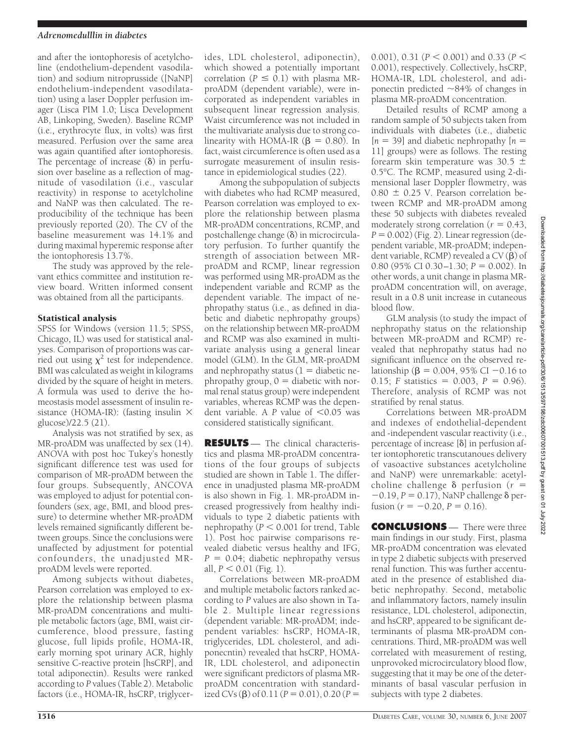and after the iontophoresis of acetylcholine (endothelium-dependent vasodilation) and sodium nitroprusside ([NaNP] endothelium-independent vasodilatation) using a laser Doppler perfusion imager (Lisca PIM 1.0; Lisca Development AB, Linkoping, Sweden). Baseline RCMP (i.e., erythrocyte flux, in volts) was first measured. Perfusion over the same area was again quantified after iontophoresis. The percentage of increase ($\delta$) in perfusion over baseline as a reflection of magnitude of vasodilation (i.e., vascular reactivity) in response to acetylcholine and NaNP was then calculated. The reproducibility of the technique has been previously reported (20). The CV of the baseline measurement was 14.1% and during maximal hyperemic response after the iontophoresis 13.7%.

The study was approved by the relevant ethics committee and institution review board. Written informed consent was obtained from all the participants.

### Statistical analysis

SPSS for Windows (version 11.5; SPSS, Chicago, IL) was used for statistical analyses. Comparison of proportions was carried out using $\chi^2$ test for independence. BMI was calculated as weight in kilograms divided by the square of height in meters. A formula was used to derive the homeostasis model assessment of insulin resistance (HOMA-IR): (fasting insulin $\times$ glucose)/22.5 (21).

Analysis was not stratified by sex, as MR-proADM was unaffected by sex (14). ANOVA with post hoc Tukey's honestly significant difference test was used for comparison of MR-proADM between the four groups. Subsequently, ANCOVA was employed to adjust for potential confounders (sex, age, BMI, and blood pressure) to determine whether MR-proADM levels remained significantly different between groups. Since the conclusions were unaffected by adjustment for potential confounders, the unadjusted MR-proADM levels were reported.

Among subjects without diabetes, Pearson correlation was employed to explore the relationship between plasma MR-proADM concentrations and multiple metabolic factors (age, BMI, waist circumference, blood pressure, fasting glucose, full lipids profile, HOMA-IR, early morning spot urinary ACR, highly sensitive C-reactive protein [hsCRP], and total adiponectin). Results were ranked according to *P* values (Table 2). Metabolic factors (i.e., HOMA-IR, hsCRP, triglycerides, LDL cholesterol, adiponectin), which showed a potentially important correlation ($P \leq 0.1$) with plasma MR-proADM (dependent variable), were incorporated as independent variables in subsequent linear regression analysis. Waist circumference was not included in the multivariate analysis due to strong colinearity with HOMA-IR ($\beta = 0.80$). In fact, waist circumference is often used as a surrogate measurement of insulin resistance in epidemiological studies (22).

Among the subpopulation of subjects with diabetes who had RCMP measured, Pearson correlation was employed to explore the relationship between plasma MR-proADM concentrations, RCMP, and postchallenge change ($\delta$) in microcirculatory perfusion. To further quantify the strength of association between MR-proADM and RCMP, linear regression was performed using MR-proADM as the independent variable and RCMP as the dependent variable. The impact of nephropathy status (i.e., as defined in diabetic and diabetic nephropathy groups) on the relationship between MR-proADM and RCMP was also examined in multivariate analysis using a general linear model (GLM). In the GLM, MR-proADM and nephropathy status (1 = diabetic nephropathy group, 0 = diabetic with normal renal status group) were independent variables, whereas RCMP was the dependent variable. A *P* value of $<0.05$ was considered statistically significant.

**RESULTS** — The clinical characteristics and plasma MR-proADM concentrations of the four groups of subjects studied are shown in Table 1. The difference in unadjusted plasma MR-proADM is also shown in Fig. 1. MR-proADM increased progressively from healthy individuals to type 2 diabetic patients with nephropathy ($P < 0.001$ for trend, Table 1). Post hoc pairwise comparisons revealed diabetic versus healthy and IFG, $P = 0.04$; diabetic nephropathy versus all, $P < 0.01$ (Fig. 1).

Correlations between MR-proADM and multiple metabolic factors ranked according to *P* values are also shown in Table 2. Multiple linear regressions (dependent variable: MR-proADM; independent variables: hsCRP, HOMA-IR, triglycerides, LDL cholesterol, and adiponecntin) revealed that hsCRP, HOMA-IR, LDL cholesterol, and adiponectin were significant predictors of plasma MR-proADM concentration with standardized CVs ($\beta$) of 0.11 ($P = 0.01$), 0.20 ($P = 0.001$), 0.31 ($P < 0.001$) and 0.33 ($P < 0.001$), respectively. Collectively, hsCRP, HOMA-IR, LDL cholesterol, and adiponectin predicted ~84% of changes in plasma MR-proADM concentration.

Detailed results of RCMP among a random sample of 50 subjects taken from individuals with diabetes (i.e., diabetic [$n = 39$] and diabetic nephropathy [$n = 11$] groups) were as follows. The resting forearm skin temperature was 30.5 $\pm$ 0.5°C. The RCMP, measured using 2-dimensional laser Doppler flowmetry, was 0.80 $\pm$ 0.25 V. Pearson correlation between RCMP and MR-proADM among these 50 subjects with diabetes revealed moderately strong correlation ($r = 0.43$, $P = 0.002$) (Fig. 2). Linear regression (dependent variable, MR-proADM; independent variable, RCMP) revealed a CV ($\beta$) of 0.80 (95% CI 0.30–1.30; $P = 0.002$). In other words, a unit change in plasma MR-proADM concentration will, on average, result in a 0.8 unit increase in cutaneous blood flow.

GLM analysis (to study the impact of nephropathy status on the relationship between MR-proADM and RCMP) revealed that nephropathy status had no significant influence on the observed relationship ($\beta = 0.004$, 95% CI $-0.16$ to 0.15; *F* statistics = 0.003, $P = 0.96$). Therefore, analysis of RCMP was not stratified by renal status.

Correlations between MR-proADM and indexes of endothelial-dependent and -independent vascular reactivity (i.e., percentage of increase [$\delta$] in perfusion after iontophoretic transcutanoues delivery of vasoactive substances acetylcholine and NaNP) were unremarkable: acetylcholine challenge $\delta$ perfusion ($r = -0.19$, $P = 0.17$), NaNP challenge $\delta$ perfusion ($r = -0.20$, $P = 0.16$).

**CONCLUSIONS** — There were three main findings in our study. First, plasma MR-proADM concentration was elevated in type 2 diabetic subjects with preserved renal function. This was further accentuated in the presence of established diabetic nephropathy. Second, metabolic and inflammatory factors, namely insulin resistance, LDL cholesterol, adiponectin, and hsCRP, appeared to be significant determinants of plasma MR-proADM concentrations. Third, MR-proADM was well correlated with measurement of resting, unprovoked microcirculatory blood flow, suggesting that it may be one of the determinants of basal vascular perfusion in subjects with type 2 diabetes.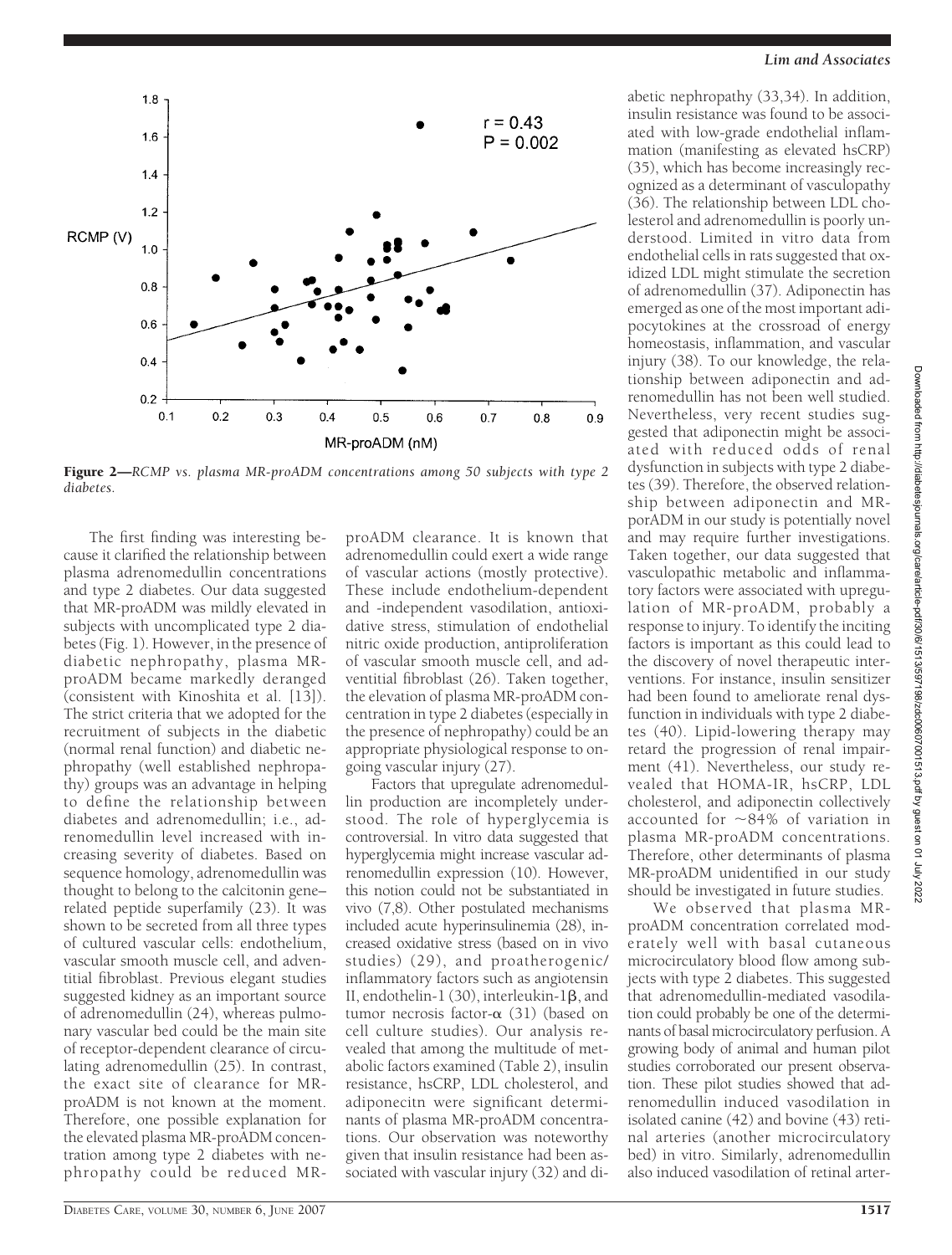**Figure 2**—*RCMP vs. plasma MR-proADM concentrations among 50 subjects with type 2 diabetes.*

The first finding was interesting because it clarified the relationship between plasma adrenomedullin concentrations and type 2 diabetes. Our data suggested that MR-proADM was mildly elevated in subjects with uncomplicated type 2 diabetes (Fig. 1). However, in the presence of diabetic nephropathy, plasma MR-proADM became markedly deranged (consistent with Kinoshita et al. [13]). The strict criteria that we adopted for the recruitment of subjects in the diabetic (normal renal function) and diabetic nephropathy (well established nephropathy) groups was an advantage in helping to define the relationship between diabetes and adrenomedullin; i.e., adrenomedullin level increased with increasing severity of diabetes. Based on sequence homology, adrenomedullin was thought to belong to the calcitonin gene–related peptide superfamily (23). It was shown to be secreted from all three types of cultured vascular cells: endothelium, vascular smooth muscle cell, and adventitial fibroblast. Previous elegant studies suggested kidney as an important source of adrenomedullin (24), whereas pulmonary vascular bed could be the main site of receptor-dependent clearance of circulating adrenomedullin (25). In contrast, the exact site of clearance for MR-proADM is not known at the moment. Therefore, one possible explanation for the elevated plasma MR-proADM concentration among type 2 diabetes with nephropathy could be reduced MR-proADM clearance. It is known that adrenomedullin could exert a wide range of vascular actions (mostly protective). These include endothelium-dependent and -independent vasodilation, antioxidative stress, stimulation of endothelial nitric oxide production, antiproliferation of vascular smooth muscle cell, and adventitial fibroblast (26). Taken together, the elevation of plasma MR-proADM concentration in type 2 diabetes (especially in the presence of nephropathy) could be an appropriate physiological response to ongoing vascular injury (27).

Factors that upregulate adrenomedullin production are incompletely understood. The role of hyperglycemia is controversial. In vitro data suggested that hyperglycemia might increase vascular adrenomedullin expression (10). However, this notion could not be substantiated in vivo (7,8). Other postulated mechanisms included acute hyperinsulinemia (28), increased oxidative stress (based on in vivo studies) (29), and proatherogenic/inflammatory factors such as angiotensin II, endothelin-1 (30), interleukin-1$\beta$, and tumor necrosis factor-$\alpha$ (31) (based on cell culture studies). Our analysis revealed that among the multitude of metabolic factors examined (Table 2), insulin resistance, hsCRP, LDL cholesterol, and adiponecitn were significant determinants of plasma MR-proADM concentrations. Our observation was noteworthy given that insulin resistance had been associated with vascular injury (32) and diabetic nephropathy (33,34). In addition, insulin resistance was found to be associated with low-grade endothelial inflammation (manifesting as elevated hsCRP) (35), which has become increasingly recognized as a determinant of vasculopathy (36). The relationship between LDL cholesterol and adrenomedullin is poorly understood. Limited in vitro data from endothelial cells in rats suggested that oxidized LDL might stimulate the secretion of adrenomedullin (37). Adiponectin has emerged as one of the most important adipocytokines at the crossroad of energy homeostasis, inflammation, and vascular injury (38). To our knowledge, the relationship between adiponectin and adrenomedullin has not been well studied. Nevertheless, very recent studies suggested that adiponectin might be associated with reduced odds of renal dysfunction in subjects with type 2 diabetes (39). Therefore, the observed relationship between adiponectin and MR-porADM in our study is potentially novel and may require further investigations. Taken together, our data suggested that vasculopathic metabolic and inflammatory factors were associated with upregulation of MR-proADM, probably a response to injury. To identify the inciting factors is important as this could lead to the discovery of novel therapeutic interventions. For instance, insulin sensitizer had been found to ameliorate renal dysfunction in individuals with type 2 diabetes (40). Lipid-lowering therapy may retard the progression of renal impairment (41). Nevertheless, our study revealed that HOMA-IR, hsCRP, LDL cholesterol, and adiponectin collectively accounted for ~84% of variation in plasma MR-proADM concentrations. Therefore, other determinants of plasma MR-proADM unidentified in our study should be investigated in future studies.

We observed that plasma MR-proADM concentration correlated moderately well with basal cutaneous microcirculatory blood flow among subjects with type 2 diabetes. This suggested that adrenomedullin-mediated vasodilation could probably be one of the determinants of basal microcirculatory perfusion. A growing body of animal and human pilot studies corroborated our present observation. These pilot studies showed that adrenomedullin induced vasodilation in isolated canine (42) and bovine (43) retinal arteries (another microcirculatory bed) in vitro. Similarly, adrenomedullin also induced vasodilation of retinal arter-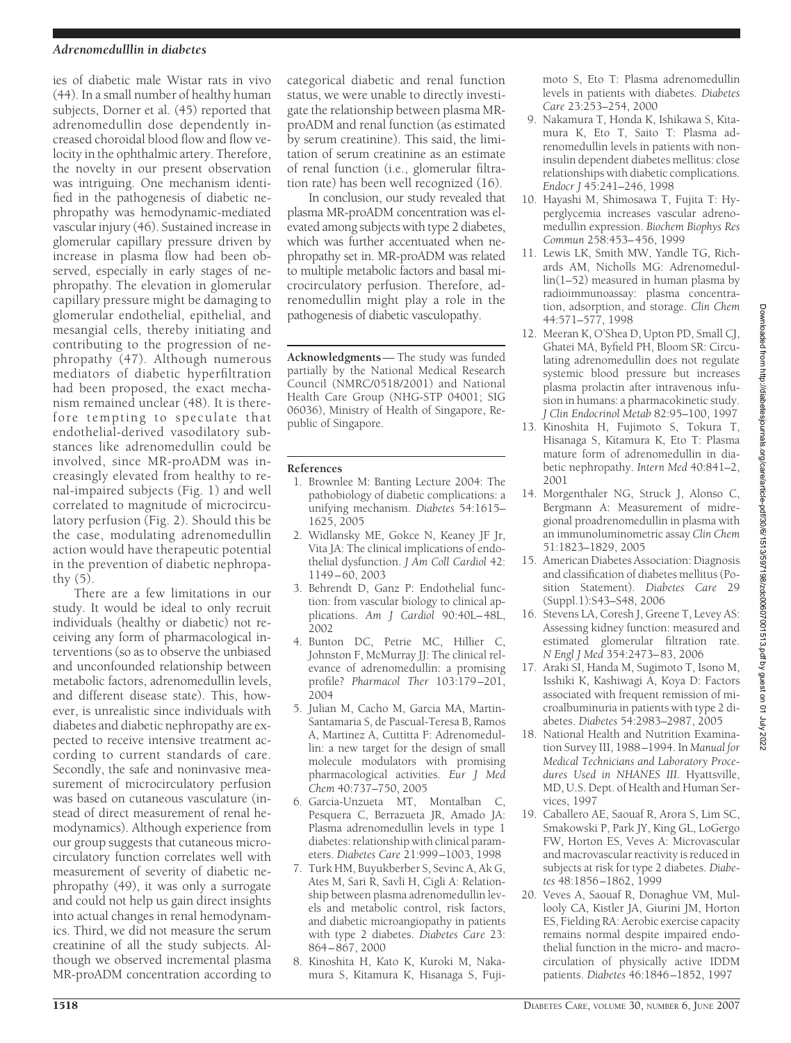ies of diabetic male Wistar rats in vivo (44). In a small number of healthy human subjects, Dorner et al. (45) reported that adrenomedullin dose dependently increased choroidal blood flow and flow velocity in the ophthalmic artery. Therefore, the novelty in our present observation was intriguing. One mechanism identified in the pathogenesis of diabetic nephropathy was hemodynamic-mediated vascular injury (46). Sustained increase in glomerular capillary pressure driven by increase in plasma flow had been observed, especially in early stages of nephropathy. The elevation in glomerular capillary pressure might be damaging to glomerular endothelial, epithelial, and mesangial cells, thereby initiating and contributing to the progression of nephropathy (47). Although numerous mediators of diabetic hyperfiltration had been proposed, the exact mechanism remained unclear (48). It is therefore tempting to speculate that endothelial-derived vasodilatory substances like adrenomedullin could be involved, since MR-proADM was increasingly elevated from healthy to renal-impaired subjects (Fig. 1) and well correlated to magnitude of microcirculatory perfusion (Fig. 2). Should this be the case, modulating adrenomedullin action would have therapeutic potential in the prevention of diabetic nephropathy (5).

There are a few limitations in our study. It would be ideal to only recruit individuals (healthy or diabetic) not receiving any form of pharmacological interventions (so as to observe the unbiased and unconfounded relationship between metabolic factors, adrenomedullin levels, and different disease state). This, however, is unrealistic since individuals with diabetes and diabetic nephropathy are expected to receive intensive treatment according to current standards of care. Secondly, the safe and noninvasive measurement of microcirculatory perfusion was based on cutaneous vasculature (instead of direct measurement of renal hemodynamics). Although experience from our group suggests that cutaneous microcirculatory function correlates well with measurement of severity of diabetic nephropathy (49), it was only a surrogate and could not help us gain direct insights into actual changes in renal hemodynamics. Third, we did not measure the serum creatinine of all the study subjects. Although we observed incremental plasma MR-proADM concentration according to categorical diabetic and renal function status, we were unable to directly investigate the relationship between plasma MR-proADM and renal function (as estimated by serum creatinine). This said, the limitation of serum creatinine as an estimate of renal function (i.e., glomerular filtration rate) has been well recognized (16).

In conclusion, our study revealed that plasma MR-proADM concentration was elevated among subjects with type 2 diabetes, which was further accentuated when nephropathy set in. MR-proADM was related to multiple metabolic factors and basal microcirculatory perfusion. Therefore, adrenomedullin might play a role in the pathogenesis of diabetic vasculopathy.

**Acknowledgments**— The study was funded partially by the National Medical Research Council (NMRC/0518/2001) and National Health Care Group (NHG-STP 04001; SIG 06036), Ministry of Health of Singapore, Republic of Singapore.

## References

1. Brownlee M: Banting Lecture 2004: The pathobiology of diabetic complications: a unifying mechanism. *Diabetes* 54:1615–1625, 2005
2. Widlansky ME, Gokce N, Keaney JF Jr, Vita JA: The clinical implications of endothelial dysfunction. *J Am Coll Cardiol* 42: 1149–60, 2003
3. Behrendt D, Ganz P: Endothelial function: from vascular biology to clinical applications. *Am J Cardiol* 90:40L–48L, 2002
4. Bunton DC, Petrie MC, Hillier C, Johnston F, McMurray JJ: The clinical relevance of adrenomedullin: a promising profile? *Pharmacol Ther* 103:179–201, 2004
5. Julian M, Cacho M, Garcia MA, Martin-Santamaria S, de Pascual-Teresa B, Ramos A, Martinez A, Cuttitta F: Adrenomedullin: a new target for the design of small molecule modulators with promising pharmacological activities. *Eur J Med Chem* 40:737–750, 2005
6. Garcia-Unzueta MT, Montalban C, Pesquera C, Berrazueta JR, Amado JA: Plasma adrenomedullin levels in type 1 diabetes: relationship with clinical parameters. *Diabetes Care* 21:999–1003, 1998
7. Turk HM, Buyukberber S, Sevinc A, Ak G, Ates M, Sari R, Savli H, Cigli A: Relationship between plasma adrenomedullin levels and metabolic control, risk factors, and diabetic microangiopathy in patients with type 2 diabetes. *Diabetes Care* 23: 864–867, 2000
8. Kinoshita H, Kato K, Kuroki M, Nakamura S, Kitamura K, Hisanaga S, Fujimoto S, Eto T: Plasma adrenomedullin levels in patients with diabetes. *Diabetes Care* 23:253–254, 2000
9. Nakamura T, Honda K, Ishikawa S, Kitamura K, Eto T, Saito T: Plasma adrenomedullin levels in patients with non-insulin dependent diabetes mellitus: close relationships with diabetic complications. *Endocr J* 45:241–246, 1998
10. Hayashi M, Shimosawa T, Fujita T: Hyperglycemia increases vascular adrenomedullin expression. *Biochem Biophys Res Commun* 258:453–456, 1999
11. Lewis LK, Smith MW, Yandle TG, Richards AM, Nicholls MG: Adrenomedullin(1–52) measured in human plasma by radioimmunoassay: plasma concentration, adsorption, and storage. *Clin Chem* 44:571–577, 1998
12. Meeran K, O'Shea D, Upton PD, Small CJ, Ghatei MA, Byfield PH, Bloom SR: Circulating adrenomedullin does not regulate systemic blood pressure but increases plasma prolactin after intravenous infusion in humans: a pharmacokinetic study. *J Clin Endocrinol Metab* 82:95–100, 1997
13. Kinoshita H, Fujimoto S, Tokura T, Hisanaga S, Kitamura K, Eto T: Plasma mature form of adrenomedullin in diabetic nephropathy. *Intern Med* 40:841–2, 2001
14. Morgenthaler NG, Struck J, Alonso C, Bergmann A: Measurement of midregional proadrenomedullin in plasma with an immunoluminometric assay *Clin Chem* 51:1823–1829, 2005
15. American Diabetes Association: Diagnosis and classification of diabetes mellitus (Position Statement). *Diabetes Care* 29 (Suppl.1):S43–S48, 2006
16. Stevens LA, Coresh J, Greene T, Levey AS: Assessing kidney function: measured and estimated glomerular filtration rate. *N Engl J Med* 354:2473–83, 2006
17. Araki SI, Handa M, Sugimoto T, Isono M, Isshiki K, Kashiwagi A, Koya D: Factors associated with frequent remission of microalbuminuria in patients with type 2 diabetes. *Diabetes* 54:2983–2987, 2005
18. National Health and Nutrition Examination Survey III, 1988–1994. In *Manual for Medical Technicians and Laboratory Procedures Used in NHANES III*. Hyattsville, MD, U.S. Dept. of Health and Human Services, 1997
19. Caballero AE, Saouaf R, Arora S, Lim SC, Smakowski P, Park JY, King GL, LoGergo FW, Horton ES, Veves A: Microvascular and macrovascular reactivity is reduced in subjects at risk for type 2 diabetes. *Diabetes* 48:1856–1862, 1999
20. Veves A, Saouaf R, Donaghue VM, Mullooly CA, Kistler JA, Giurini JM, Horton ES, Fielding RA: Aerobic exercise capacity remains normal despite impaired endothelial function in the micro- and macrocirculation of physically active IDDM patients. *Diabetes* 46:1846–1852, 1997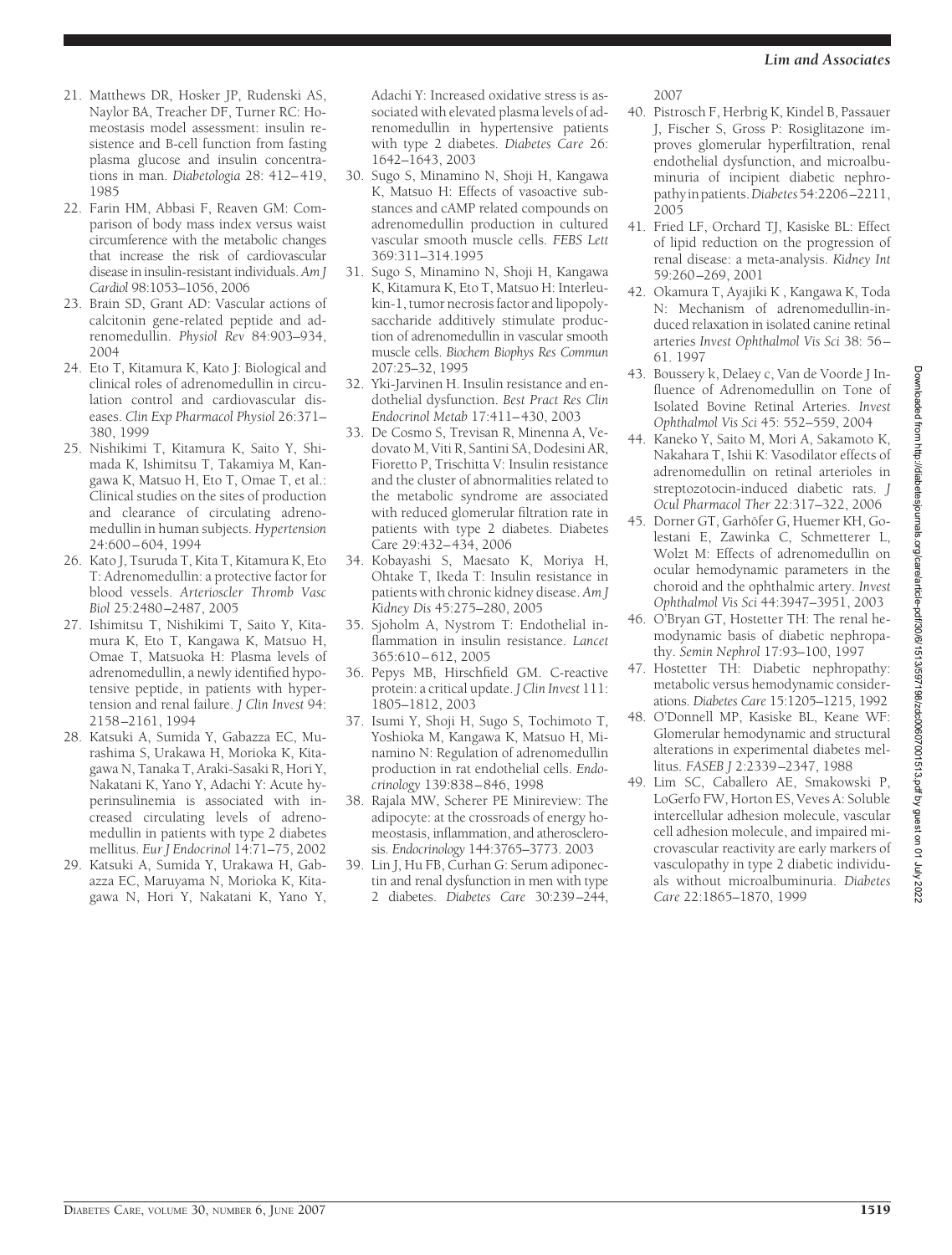21. Matthews DR, Hosker JP, Rudenski AS, Naylor BA, Treacher DF, Turner RC: Homeostasis model assessment: insulin resistence and B-cell function from fasting plasma glucose and insulin concentrations in man. *Diabetologia* 28: 412–419, 1985
22. Farin HM, Abbasi F, Reaven GM: Comparison of body mass index versus waist circumference with the metabolic changes that increase the risk of cardiovascular disease in insulin-resistant individuals. *Am J Cardiol* 98:1053–1056, 2006
23. Brain SD, Grant AD: Vascular actions of calcitonin gene-related peptide and adrenomedullin. *Physiol Rev* 84:903–934, 2004
24. Eto T, Kitamura K, Kato J: Biological and clinical roles of adrenomedullin in circulation control and cardiovascular diseases. *Clin Exp Pharmacol Physiol* 26:371–380, 1999
25. Nishikimi T, Kitamura K, Saito Y, Shimada K, Ishimitsu T, Takamiya M, Kangawa K, Matsuo H, Eto T, Omae T, et al.: Clinical studies on the sites of production and clearance of circulating adrenomedullin in human subjects. *Hypertension* 24:600–604, 1994
26. Kato J, Tsuruda T, Kita T, Kitamura K, Eto T: Adrenomedullin: a protective factor for blood vessels. *Arterioscler Thromb Vasc Biol* 25:2480–2487, 2005
27. Ishimitsu T, Nishikimi T, Saito Y, Kitamura K, Eto T, Kangawa K, Matsuo H, Omae T, Matsuoka H: Plasma levels of adrenomedullin, a newly identified hypotensive peptide, in patients with hypertension and renal failure. *J Clin Invest* 94: 2158–2161, 1994
28. Katsuki A, Sumida Y, Gabazza EC, Murashima S, Urakawa H, Morioka K, Kitagawa N, Tanaka T, Araki-Sasaki R, Hori Y, Nakatani K, Yano Y, Adachi Y: Acute hyperinsulinemia is associated with increased circulating levels of adrenomedullin in patients with type 2 diabetes mellitus. *Eur J Endocrinol* 14:71–75, 2002
29. Katsuki A, Sumida Y, Urakawa H, Gabazza EC, Maruyama N, Morioka K, Kitagawa N, Hori Y, Nakatani K, Yano Y, Adachi Y: Increased oxidative stress is associated with elevated plasma levels of adrenomedullin in hypertensive patients with type 2 diabetes. *Diabetes Care* 26: 1642–1643, 2003
30. Sugo S, Minamino N, Shoji H, Kangawa K, Matsuo H: Effects of vasoactive substances and cAMP related compounds on adrenomedullin production in cultured vascular smooth muscle cells. *FEBS Lett* 369:311–314.1995
31. Sugo S, Minamino N, Shoji H, Kangawa K, Kitamura K, Eto T, Matsuo H: Interleukin-1, tumor necrosis factor and lipopolysaccharide additively stimulate production of adrenomedullin in vascular smooth muscle cells. *Biochem Biophys Res Commun* 207:25–32, 1995
32. Yki-Jarvinen H. Insulin resistance and endothelial dysfunction. *Best Pract Res Clin Endocrinol Metab* 17:411–430, 2003
33. De Cosmo S, Trevisan R, Minenna A, Vedovato M, Viti R, Santini SA, Dodesini AR, Fioretto P, Trischitta V: Insulin resistance and the cluster of abnormalities related to the metabolic syndrome are associated with reduced glomerular filtration rate in patients with type 2 diabetes. Diabetes Care 29:432–434, 2006
34. Kobayashi S, Maesato K, Moriya H, Ohtake T, Ikeda T: Insulin resistance in patients with chronic kidney disease. *Am J Kidney Dis* 45:275–280, 2005
35. Sjoholm A, Nystrom T: Endothelial inflammation in insulin resistance. *Lancet* 365:610–612, 2005
36. Pepys MB, Hirschfield GM. C-reactive protein: a critical update. *J Clin Invest* 111: 1805–1812, 2003
37. Isumi Y, Shoji H, Sugo S, Tochimoto T, Yoshioka M, Kangawa K, Matsuo H, Minamino N: Regulation of adrenomedullin production in rat endothelial cells. *Endocrinology* 139:838–846, 1998
38. Rajala MW, Scherer PE Minireview: The adipocyte: at the crossroads of energy homeostasis, inflammation, and atherosclerosis. *Endocrinology* 144:3765–3773. 2003
39. Lin J, Hu FB, Curhan G: Serum adiponectin and renal dysfunction in men with type 2 diabetes. *Diabetes Care* 30:239–244, 2007
40. Pistrosch F, Herbrig K, Kindel B, Passauer J, Fischer S, Gross P: Rosiglitazone improves glomerular hyperfiltration, renal endothelial dysfunction, and microalbuminuria of incipient diabetic nephropathy in patients. *Diabetes* 54:2206–2211, 2005
41. Fried LF, Orchard TJ, Kasiske BL: Effect of lipid reduction on the progression of renal disease: a meta-analysis. *Kidney Int* 59:260–269, 2001
42. Okamura T, Ayajiki K , Kangawa K, Toda N: Mechanism of adrenomedullin-induced relaxation in isolated canine retinal arteries *Invest Ophthalmol Vis Sci* 38: 56–61. 1997
43. Boussery k, Delaey c, Van de Voorde J Influence of Adrenomedullin on Tone of Isolated Bovine Retinal Arteries. *Invest Ophthalmol Vis Sci* 45: 552–559, 2004
44. Kaneko Y, Saito M, Mori A, Sakamoto K, Nakahara T, Ishii K: Vasodilator effects of adrenomedullin on retinal arterioles in streptozotocin-induced diabetic rats. *J Ocul Pharmacol Ther* 22:317–322, 2006
45. Dorner GT, Garhöfer G, Huemer KH, Golestani E, Zawinka C, Schmetterer L, Wolzt M: Effects of adrenomedullin on ocular hemodynamic parameters in the choroid and the ophthalmic artery. *Invest Ophthalmol Vis Sci* 44:3947–3951, 2003
46. O'Bryan GT, Hostetter TH: The renal hemodynamic basis of diabetic nephropathy. *Semin Nephrol* 17:93–100, 1997
47. Hostetter TH: Diabetic nephropathy: metabolic versus hemodynamic considerations. *Diabetes Care* 15:1205–1215, 1992
48. O'Donnell MP, Kasiske BL, Keane WF: Glomerular hemodynamic and structural alterations in experimental diabetes mellitus. *FASEB J* 2:2339–2347, 1988
49. Lim SC, Caballero AE, Smakowski P, LoGerfo FW, Horton ES, Veves A: Soluble intercellular adhesion molecule, vascular cell adhesion molecule, and impaired microvascular reactivity are early markers of vasculopathy in type 2 diabetic individuals without microalbuminuria. *Diabetes Care* 22:1865–1870, 1999